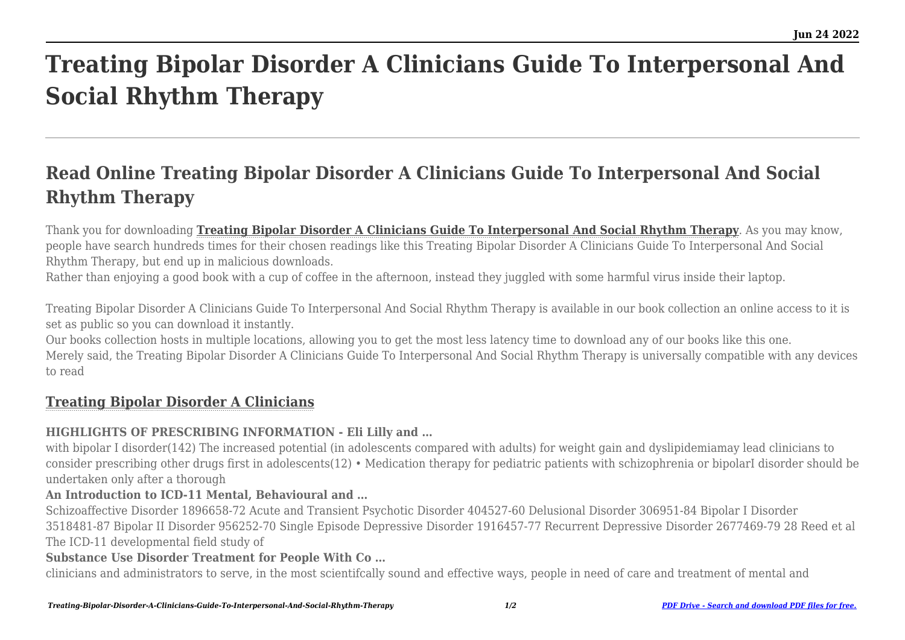# Treating Bipolar Disorder A Clinicians Guide To Interpersonal And Social Rhythm Therapy

## Read Online Treating Bipolar Disorder A Clinicians Guide To Interpersonal And Social Rhythm Therapy

Thank you for downloading **Treating Bipolar Disorder A Clinicians Guide To Interpersonal And Social Rhythm Therapy**. As you may know, people have search hundreds times for their chosen readings like this Treating Bipolar Disorder A Clinicians Guide To Interpersonal And Social Rhythm Therapy, but end up in malicious downloads.

Rather than enjoying a good book with a cup of coffee in the afternoon, instead they juggled with some harmful virus inside their laptop.

Treating Bipolar Disorder A Clinicians Guide To Interpersonal And Social Rhythm Therapy is available in our book collection an online access to it is set as public so you can download it instantly.

Our books collection hosts in multiple locations, allowing you to get the most less latency time to download any of our books like this one.

Merely said, the Treating Bipolar Disorder A Clinicians Guide To Interpersonal And Social Rhythm Therapy is universally compatible with any devices to read

### Treating Bipolar Disorder A Clinicians

**HIGHLIGHTS OF PRESCRIBING INFORMATION - Eli Lilly and …**

with bipolar I disorder(142) The increased potential (in adolescents compared with adults) for weight gain and dyslipidemiamay lead clinicians to consider prescribing other drugs first in adolescents(12) • Medication therapy for pediatric patients with schizophrenia or bipolarI disorder should be undertaken only after a thorough

**An Introduction to ICD-11 Mental, Behavioural and …**

Schizoaffective Disorder 1896658-72 Acute and Transient Psychotic Disorder 404527-60 Delusional Disorder 306951-84 Bipolar I Disorder 3518481-87 Bipolar II Disorder 956252-70 Single Episode Depressive Disorder 1916457-77 Recurrent Depressive Disorder 2677469-79 28 Reed et al The ICD-11 developmental field study of

**Substance Use Disorder Treatment for People With Co …**

clinicians and administrators to serve, in the most scientifcally sound and effective ways, people in need of care and treatment of mental and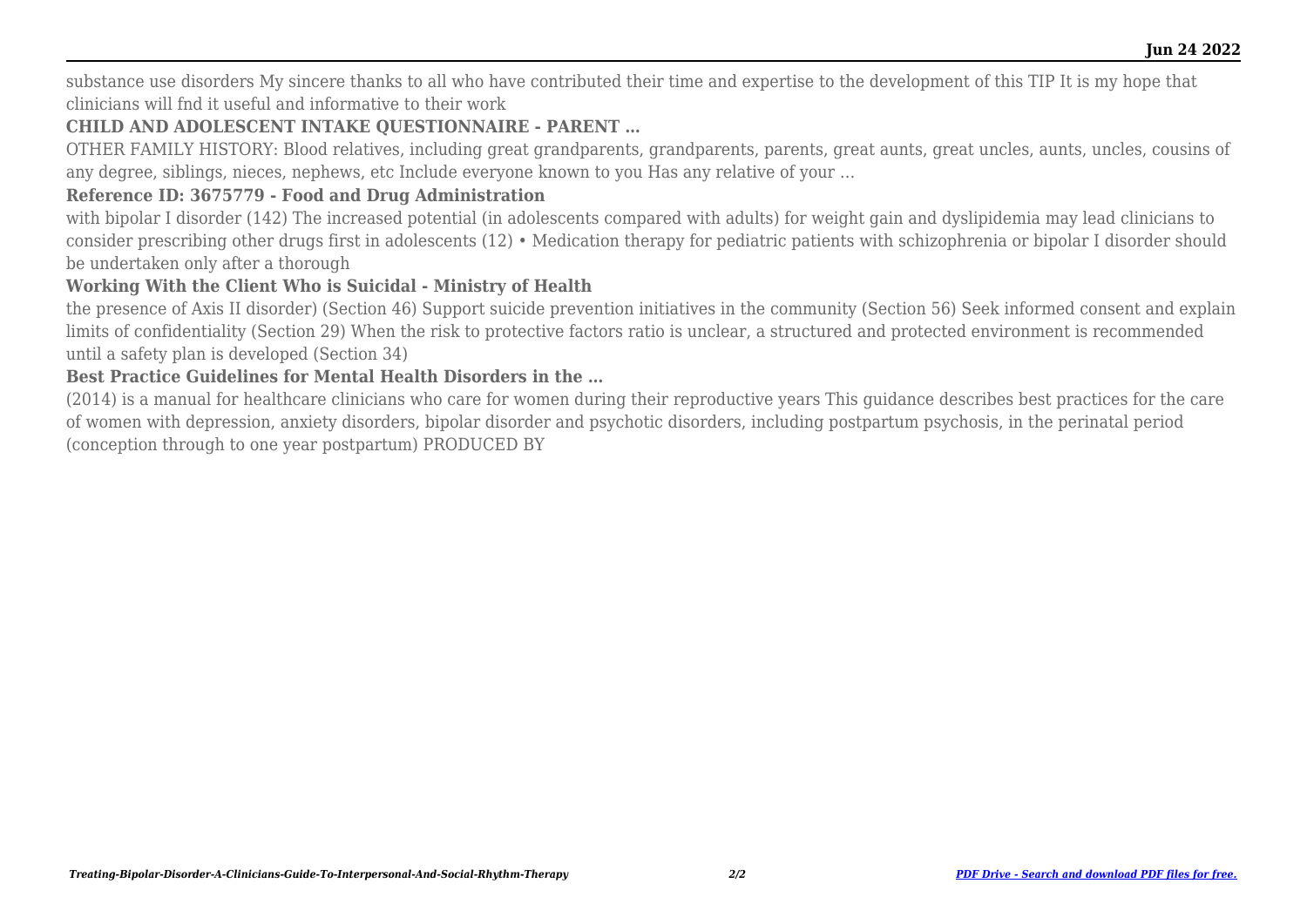substance use disorders My sincere thanks to all who have contributed their time and expertise to the development of this TIP It is my hope that clinicians will fnd it useful and informative to their work

**CHILD AND ADOLESCENT INTAKE QUESTIONNAIRE - PARENT ...**

OTHER FAMILY HISTORY: Blood relatives, including great grandparents, grandparents, parents, great aunts, great uncles, aunts, uncles, cousins of any degree, siblings, nieces, nephews, etc Include everyone known to you Has any relative of your …

**Reference ID: 3675779 - Food and Drug Administration**

with bipolar I disorder (142) The increased potential (in adolescents compared with adults) for weight gain and dyslipidemia may lead clinicians to consider prescribing other drugs first in adolescents (12) • Medication therapy for pediatric patients with schizophrenia or bipolar I disorder should be undertaken only after a thorough

**Working With the Client Who is Suicidal - Ministry of Health**

the presence of Axis II disorder) (Section 46) Support suicide prevention initiatives in the community (Section 56) Seek informed consent and explain limits of confidentiality (Section 29) When the risk to protective factors ratio is unclear, a structured and protected environment is recommended until a safety plan is developed (Section 34)

**Best Practice Guidelines for Mental Health Disorders in the ...**

(2014) is a manual for healthcare clinicians who care for women during their reproductive years This guidance describes best practices for the care of women with depression, anxiety disorders, bipolar disorder and psychotic disorders, including postpartum psychosis, in the perinatal period (conception through to one year postpartum) PRODUCED BY